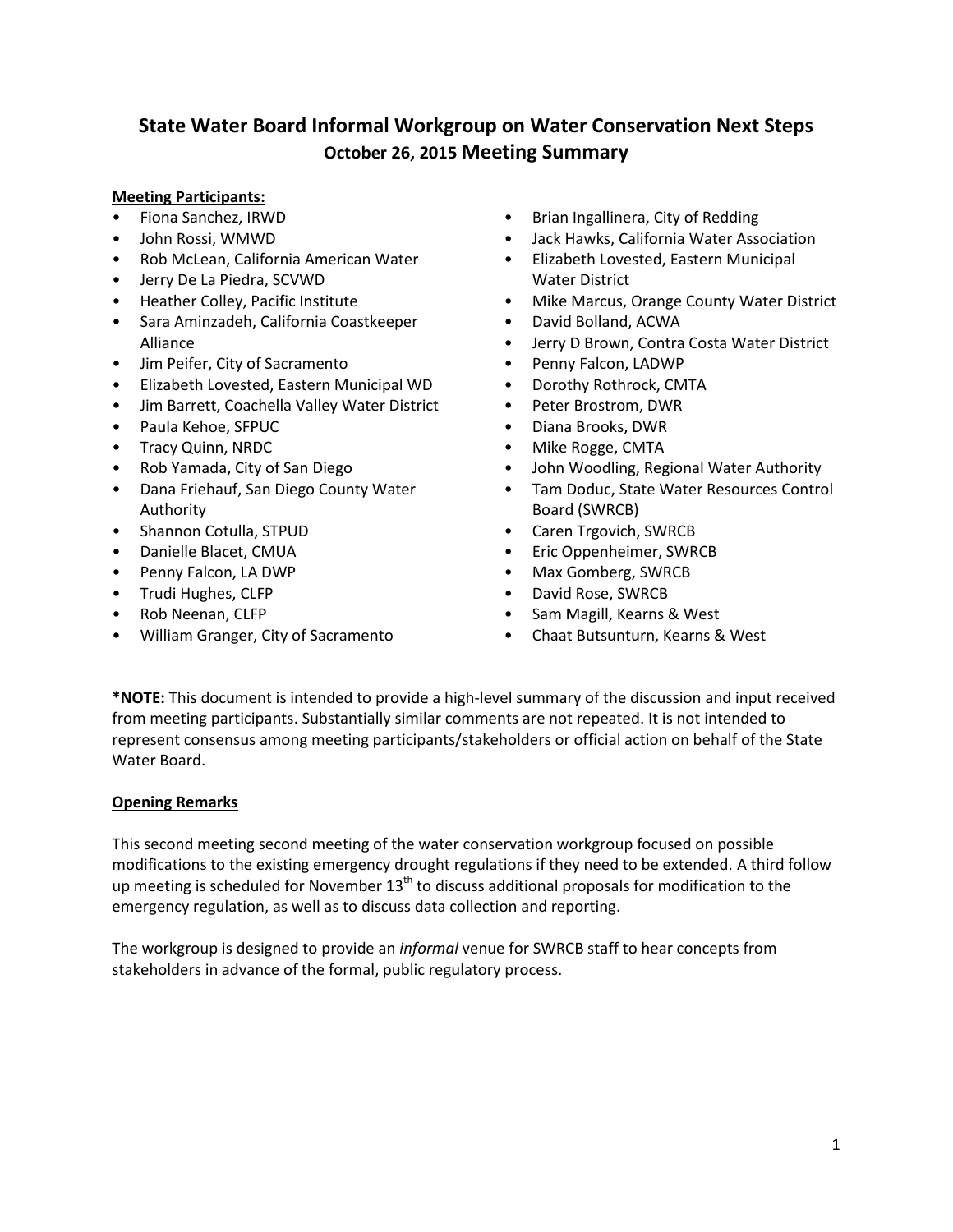# State Water Board Informal Workgroup on Water Conservation Next Steps

## October 26, 2015 Meeting Summary

**Meeting Participants:**

- Fiona Sanchez, IRWD
- John Rossi, WMWD
- Rob McLean, California American Water
- Jerry De La Piedra, SCVWD
- Heather Colley, Pacific Institute
- Sara Aminzadeh, California Coastkeeper Alliance
- Jim Peifer, City of Sacramento
- Elizabeth Lovested, Eastern Municipal WD
- Jim Barrett, Coachella Valley Water District
- Paula Kehoe, SFPUC
- Tracy Quinn, NRDC
- Rob Yamada, City of San Diego
- Dana Friehauf, San Diego County Water Authority
- Shannon Cotulla, STPUD
- Danielle Blacet, CMUA
- Penny Falcon, LA DWP
- Trudi Hughes, CLFP
- Rob Neenan, CLFP
- William Granger, City of Sacramento
- Brian Ingallinera, City of Redding
- Jack Hawks, California Water Association
- Elizabeth Lovested, Eastern Municipal Water District
- Mike Marcus, Orange County Water District
- David Bolland, ACWA
- Jerry D Brown, Contra Costa Water District
- Penny Falcon, LADWP
- Dorothy Rothrock, CMTA
- Peter Brostrom, DWR
- Diana Brooks, DWR
- Mike Rogge, CMTA
- John Woodling, Regional Water Authority
- Tam Doduc, State Water Resources Control Board (SWRCB)
- Caren Trgovich, SWRCB
- Eric Oppenheimer, SWRCB
- Max Gomberg, SWRCB
- David Rose, SWRCB
- Sam Magill, Kearns & West
- Chaat Butsunturn, Kearns & West

***NOTE:** This document is intended to provide a high-level summary of the discussion and input received from meeting participants. Substantially similar comments are not repeated. It is not intended to represent consensus among meeting participants/stakeholders or official action on behalf of the State Water Board.

**Opening Remarks**

This second meeting second meeting of the water conservation workgroup focused on possible modifications to the existing emergency drought regulations if they need to be extended. A third follow up meeting is scheduled for November 13th to discuss additional proposals for modification to the emergency regulation, as well as to discuss data collection and reporting.

The workgroup is designed to provide an *informal* venue for SWRCB staff to hear concepts from stakeholders in advance of the formal, public regulatory process.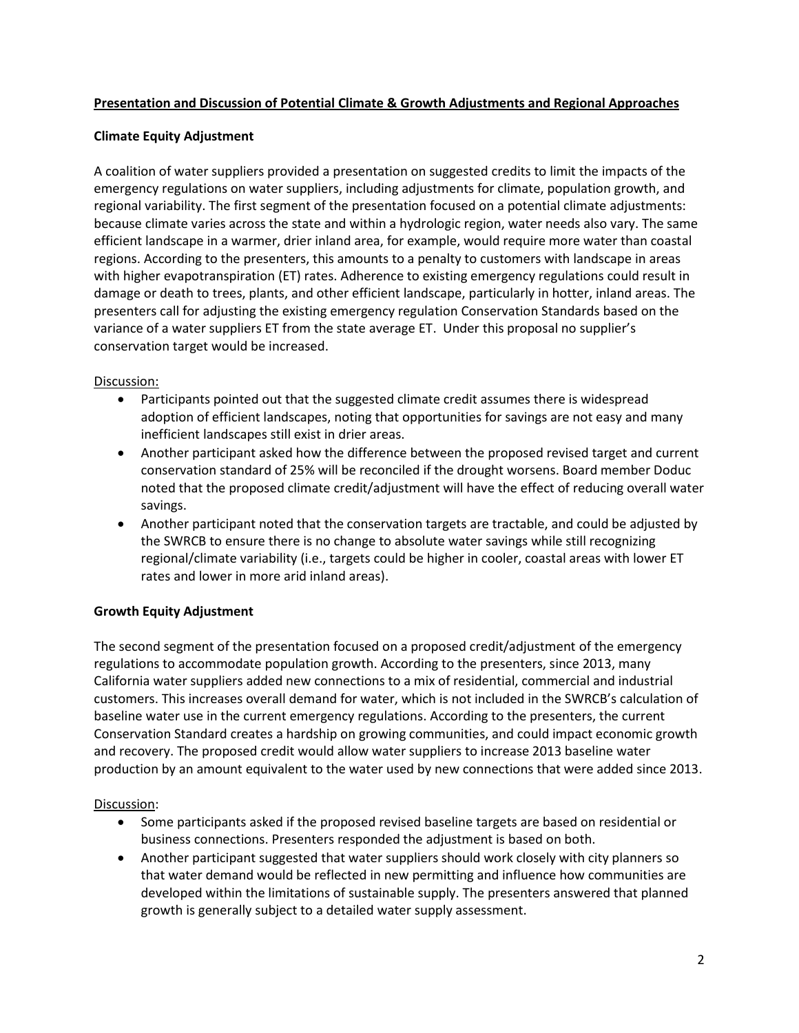**Presentation and Discussion of Potential Climate & Growth Adjustments and Regional Approaches**

**Climate Equity Adjustment**

A coalition of water suppliers provided a presentation on suggested credits to limit the impacts of the emergency regulations on water suppliers, including adjustments for climate, population growth, and regional variability. The first segment of the presentation focused on a potential climate adjustments: because climate varies across the state and within a hydrologic region, water needs also vary. The same efficient landscape in a warmer, drier inland area, for example, would require more water than coastal regions. According to the presenters, this amounts to a penalty to customers with landscape in areas with higher evapotranspiration (ET) rates. Adherence to existing emergency regulations could result in damage or death to trees, plants, and other efficient landscape, particularly in hotter, inland areas. The presenters call for adjusting the existing emergency regulation Conservation Standards based on the variance of a water suppliers ET from the state average ET. Under this proposal no supplier's conservation target would be increased.

Discussion:

- Participants pointed out that the suggested climate credit assumes there is widespread adoption of efficient landscapes, noting that opportunities for savings are not easy and many inefficient landscapes still exist in drier areas.
- Another participant asked how the difference between the proposed revised target and current conservation standard of 25% will be reconciled if the drought worsens. Board member Doduc noted that the proposed climate credit/adjustment will have the effect of reducing overall water savings.
- Another participant noted that the conservation targets are tractable, and could be adjusted by the SWRCB to ensure there is no change to absolute water savings while still recognizing regional/climate variability (i.e., targets could be higher in cooler, coastal areas with lower ET rates and lower in more arid inland areas).

**Growth Equity Adjustment**

The second segment of the presentation focused on a proposed credit/adjustment of the emergency regulations to accommodate population growth. According to the presenters, since 2013, many California water suppliers added new connections to a mix of residential, commercial and industrial customers. This increases overall demand for water, which is not included in the SWRCB's calculation of baseline water use in the current emergency regulations. According to the presenters, the current Conservation Standard creates a hardship on growing communities, and could impact economic growth and recovery. The proposed credit would allow water suppliers to increase 2013 baseline water production by an amount equivalent to the water used by new connections that were added since 2013.

Discussion:

- Some participants asked if the proposed revised baseline targets are based on residential or business connections. Presenters responded the adjustment is based on both.
- Another participant suggested that water suppliers should work closely with city planners so that water demand would be reflected in new permitting and influence how communities are developed within the limitations of sustainable supply. The presenters answered that planned growth is generally subject to a detailed water supply assessment.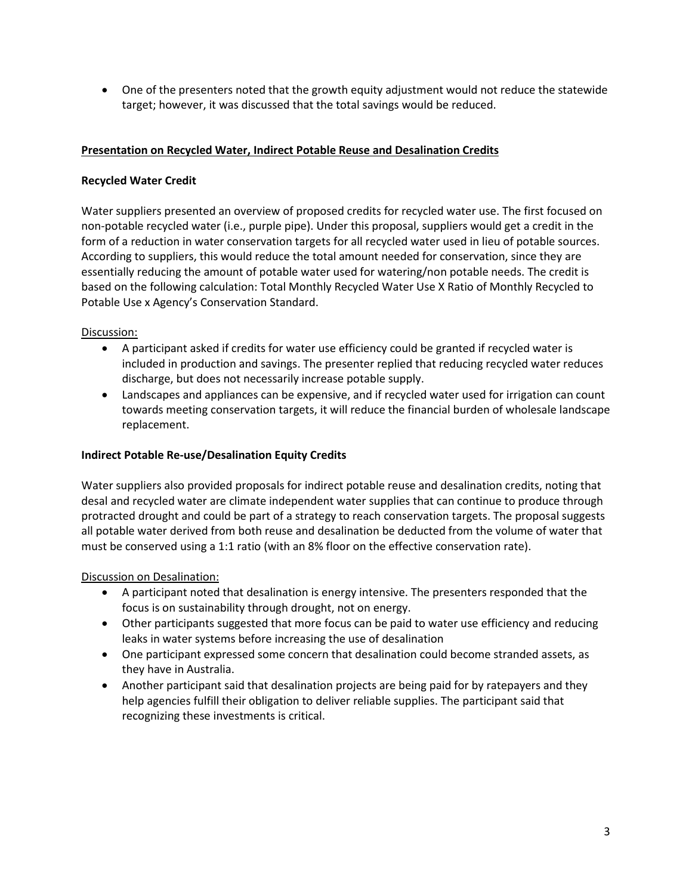- One of the presenters noted that the growth equity adjustment would not reduce the statewide target; however, it was discussed that the total savings would be reduced.

**Presentation on Recycled Water, Indirect Potable Reuse and Desalination Credits**

**Recycled Water Credit**

Water suppliers presented an overview of proposed credits for recycled water use. The first focused on non-potable recycled water (i.e., purple pipe). Under this proposal, suppliers would get a credit in the form of a reduction in water conservation targets for all recycled water used in lieu of potable sources. According to suppliers, this would reduce the total amount needed for conservation, since they are essentially reducing the amount of potable water used for watering/non potable needs. The credit is based on the following calculation: Total Monthly Recycled Water Use X Ratio of Monthly Recycled to Potable Use x Agency's Conservation Standard.

Discussion:

- A participant asked if credits for water use efficiency could be granted if recycled water is included in production and savings. The presenter replied that reducing recycled water reduces discharge, but does not necessarily increase potable supply.
- Landscapes and appliances can be expensive, and if recycled water used for irrigation can count towards meeting conservation targets, it will reduce the financial burden of wholesale landscape replacement.

**Indirect Potable Re-use/Desalination Equity Credits**

Water suppliers also provided proposals for indirect potable reuse and desalination credits, noting that desal and recycled water are climate independent water supplies that can continue to produce through protracted drought and could be part of a strategy to reach conservation targets. The proposal suggests all potable water derived from both reuse and desalination be deducted from the volume of water that must be conserved using a 1:1 ratio (with an 8% floor on the effective conservation rate).

Discussion on Desalination:

- A participant noted that desalination is energy intensive. The presenters responded that the focus is on sustainability through drought, not on energy.
- Other participants suggested that more focus can be paid to water use efficiency and reducing leaks in water systems before increasing the use of desalination
- One participant expressed some concern that desalination could become stranded assets, as they have in Australia.
- Another participant said that desalination projects are being paid for by ratepayers and they help agencies fulfill their obligation to deliver reliable supplies. The participant said that recognizing these investments is critical.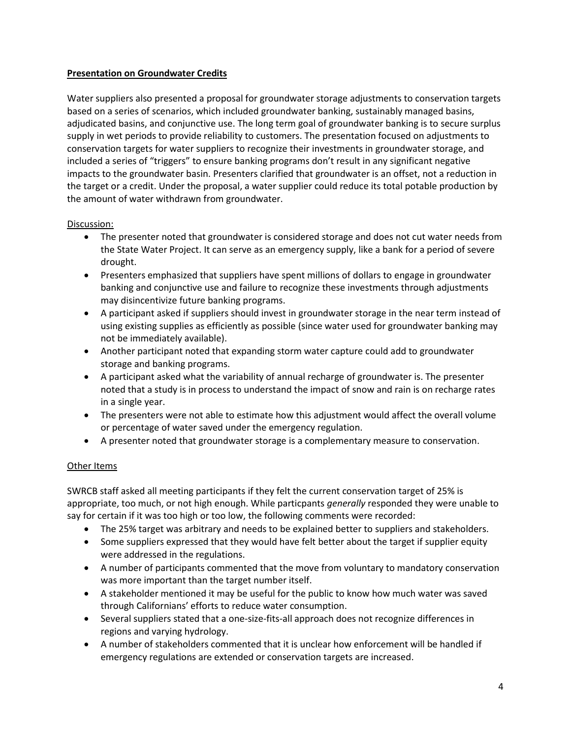**Presentation on Groundwater Credits**

Water suppliers also presented a proposal for groundwater storage adjustments to conservation targets based on a series of scenarios, which included groundwater banking, sustainably managed basins, adjudicated basins, and conjunctive use. The long term goal of groundwater banking is to secure surplus supply in wet periods to provide reliability to customers. The presentation focused on adjustments to conservation targets for water suppliers to recognize their investments in groundwater storage, and included a series of "triggers" to ensure banking programs don't result in any significant negative impacts to the groundwater basin. Presenters clarified that groundwater is an offset, not a reduction in the target or a credit. Under the proposal, a water supplier could reduce its total potable production by the amount of water withdrawn from groundwater.

Discussion:

- The presenter noted that groundwater is considered storage and does not cut water needs from the State Water Project. It can serve as an emergency supply, like a bank for a period of severe drought.
- Presenters emphasized that suppliers have spent millions of dollars to engage in groundwater banking and conjunctive use and failure to recognize these investments through adjustments may disincentivize future banking programs.
- A participant asked if suppliers should invest in groundwater storage in the near term instead of using existing supplies as efficiently as possible (since water used for groundwater banking may not be immediately available).
- Another participant noted that expanding storm water capture could add to groundwater storage and banking programs.
- A participant asked what the variability of annual recharge of groundwater is. The presenter noted that a study is in process to understand the impact of snow and rain is on recharge rates in a single year.
- The presenters were not able to estimate how this adjustment would affect the overall volume or percentage of water saved under the emergency regulation.
- A presenter noted that groundwater storage is a complementary measure to conservation.

Other Items

SWRCB staff asked all meeting participants if they felt the current conservation target of 25% is appropriate, too much, or not high enough. While particpants *generally* responded they were unable to say for certain if it was too high or too low, the following comments were recorded:

- The 25% target was arbitrary and needs to be explained better to suppliers and stakeholders.
- Some suppliers expressed that they would have felt better about the target if supplier equity were addressed in the regulations.
- A number of participants commented that the move from voluntary to mandatory conservation was more important than the target number itself.
- A stakeholder mentioned it may be useful for the public to know how much water was saved through Californians' efforts to reduce water consumption.
- Several suppliers stated that a one-size-fits-all approach does not recognize differences in regions and varying hydrology.
- A number of stakeholders commented that it is unclear how enforcement will be handled if emergency regulations are extended or conservation targets are increased.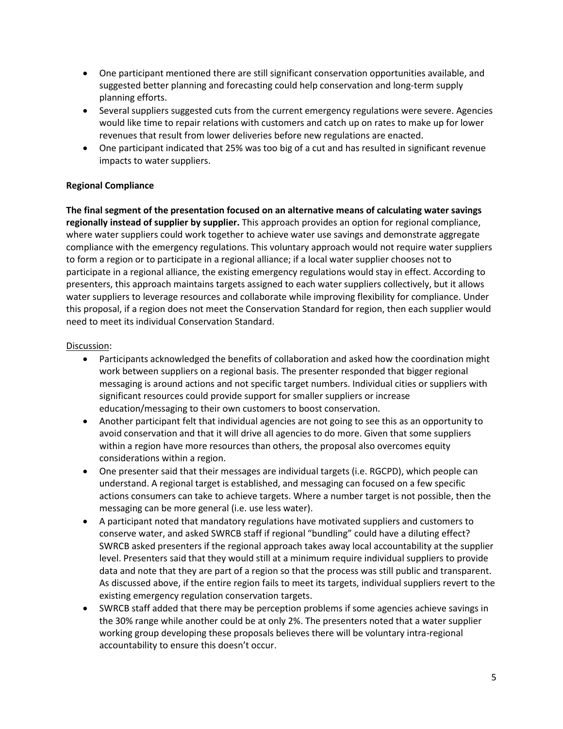- One participant mentioned there are still significant conservation opportunities available, and suggested better planning and forecasting could help conservation and long-term supply planning efforts.
- Several suppliers suggested cuts from the current emergency regulations were severe. Agencies would like time to repair relations with customers and catch up on rates to make up for lower revenues that result from lower deliveries before new regulations are enacted.
- One participant indicated that 25% was too big of a cut and has resulted in significant revenue impacts to water suppliers.

**Regional Compliance**

**The final segment of the presentation focused on an alternative means of calculating water savings regionally instead of supplier by supplier.** This approach provides an option for regional compliance, where water suppliers could work together to achieve water use savings and demonstrate aggregate compliance with the emergency regulations. This voluntary approach would not require water suppliers to form a region or to participate in a regional alliance; if a local water supplier chooses not to participate in a regional alliance, the existing emergency regulations would stay in effect. According to presenters, this approach maintains targets assigned to each water suppliers collectively, but it allows water suppliers to leverage resources and collaborate while improving flexibility for compliance. Under this proposal, if a region does not meet the Conservation Standard for region, then each supplier would need to meet its individual Conservation Standard.

Discussion:

- Participants acknowledged the benefits of collaboration and asked how the coordination might work between suppliers on a regional basis. The presenter responded that bigger regional messaging is around actions and not specific target numbers. Individual cities or suppliers with significant resources could provide support for smaller suppliers or increase education/messaging to their own customers to boost conservation.
- Another participant felt that individual agencies are not going to see this as an opportunity to avoid conservation and that it will drive all agencies to do more. Given that some suppliers within a region have more resources than others, the proposal also overcomes equity considerations within a region.
- One presenter said that their messages are individual targets (i.e. RGCPD), which people can understand. A regional target is established, and messaging can focused on a few specific actions consumers can take to achieve targets. Where a number target is not possible, then the messaging can be more general (i.e. use less water).
- A participant noted that mandatory regulations have motivated suppliers and customers to conserve water, and asked SWRCB staff if regional "bundling" could have a diluting effect? SWRCB asked presenters if the regional approach takes away local accountability at the supplier level. Presenters said that they would still at a minimum require individual suppliers to provide data and note that they are part of a region so that the process was still public and transparent. As discussed above, if the entire region fails to meet its targets, individual suppliers revert to the existing emergency regulation conservation targets.
- SWRCB staff added that there may be perception problems if some agencies achieve savings in the 30% range while another could be at only 2%. The presenters noted that a water supplier working group developing these proposals believes there will be voluntary intra-regional accountability to ensure this doesn't occur.